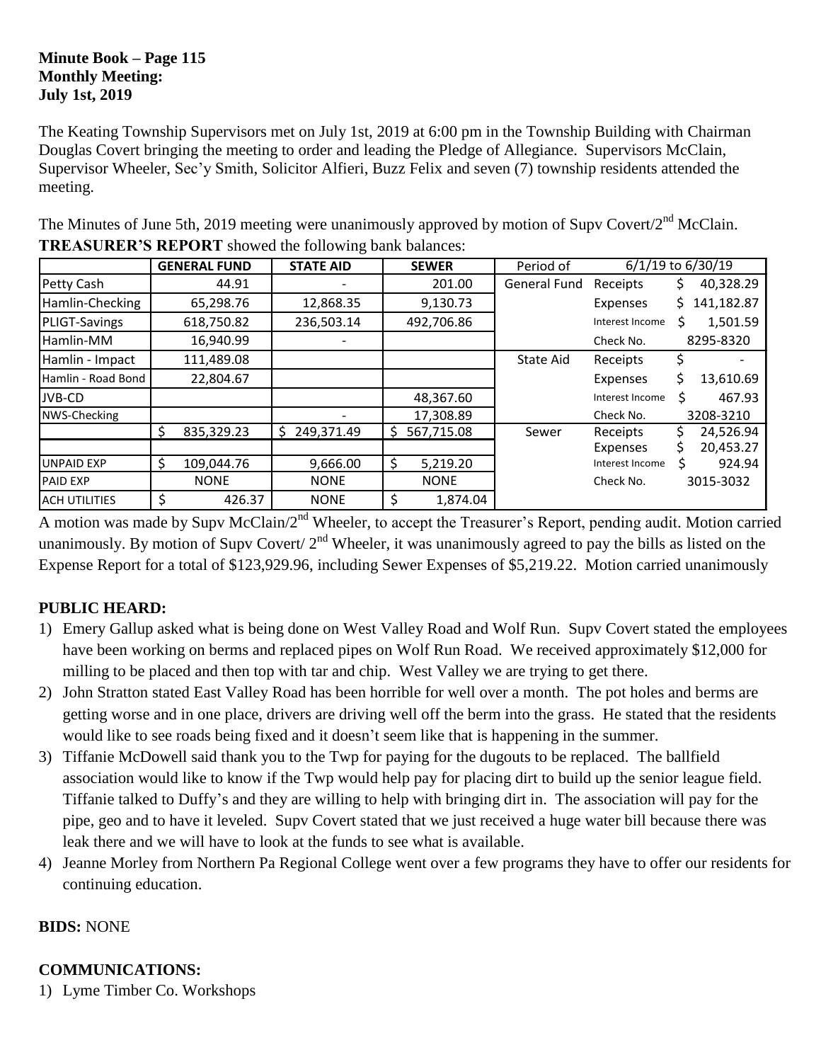**Minute Book – Page 115**
**Monthly Meeting:**
**July 1st, 2019**

The Keating Township Supervisors met on July 1st, 2019 at 6:00 pm in the Township Building with Chairman Douglas Covert bringing the meeting to order and leading the Pledge of Allegiance. Supervisors McClain, Supervisor Wheeler, Sec'y Smith, Solicitor Alfieri, Buzz Felix and seven (7) township residents attended the meeting.

The Minutes of June 5th, 2019 meeting were unanimously approved by motion of Supv Covert/2nd McClain.
**TREASURER'S REPORT** showed the following bank balances:

| | GENERAL FUND | STATE AID | SEWER | Period of | 6/1/19 to 6/30/19 | |
|---|---|---|---|---|---|---|
| Petty Cash | 44.91 | - | 201.00 | General Fund | Receipts | $ 40,328.29 |
| Hamlin-Checking | 65,298.76 | 12,868.35 | 9,130.73 | | Expenses | $ 141,182.87 |
| PLIGT-Savings | 618,750.82 | 236,503.14 | 492,706.86 | | Interest Income | $ 1,501.59 |
| Hamlin-MM | 16,940.99 | - | | | Check No. | 8295-8320 |
| Hamlin - Impact | 111,489.08 | | | State Aid | Receipts | $ - |
| Hamlin - Road Bond | 22,804.67 | | | | Expenses | $ 13,610.69 |
| JVB-CD | | | 48,367.60 | | Interest Income | $ 467.93 |
| NWS-Checking | | - | 17,308.89 | | Check No. | 3208-3210 |
| | $ 835,329.23 | $ 249,371.49 | $ 567,715.08 | Sewer | Receipts | $ 24,526.94 |
| | | | | | Expenses | $ 20,453.27 |
| UNPAID EXP | $ 109,044.76 | 9,666.00 | $ 5,219.20 | | Interest Income | $ 924.94 |
| PAID EXP | NONE | NONE | NONE | | Check No. | 3015-3032 |
| ACH UTILITIES | $ 426.37 | NONE | $ 1,874.04 | | | |

A motion was made by Supv McClain/2nd Wheeler, to accept the Treasurer's Report, pending audit. Motion carried unanimously. By motion of Supv Covert/ 2nd Wheeler, it was unanimously agreed to pay the bills as listed on the Expense Report for a total of $123,929.96, including Sewer Expenses of $5,219.22. Motion carried unanimously

**PUBLIC HEARD:**

1) Emery Gallup asked what is being done on West Valley Road and Wolf Run. Supv Covert stated the employees have been working on berms and replaced pipes on Wolf Run Road. We received approximately $12,000 for milling to be placed and then top with tar and chip. West Valley we are trying to get there.
2) John Stratton stated East Valley Road has been horrible for well over a month. The pot holes and berms are getting worse and in one place, drivers are driving well off the berm into the grass. He stated that the residents would like to see roads being fixed and it doesn't seem like that is happening in the summer.
3) Tiffanie McDowell said thank you to the Twp for paying for the dugouts to be replaced. The ballfield association would like to know if the Twp would help pay for placing dirt to build up the senior league field. Tiffanie talked to Duffy's and they are willing to help with bringing dirt in. The association will pay for the pipe, geo and to have it leveled. Supv Covert stated that we just received a huge water bill because there was leak there and we will have to look at the funds to see what is available.
4) Jeanne Morley from Northern Pa Regional College went over a few programs they have to offer our residents for continuing education.

**BIDS:** NONE

**COMMUNICATIONS:**

1) Lyme Timber Co. Workshops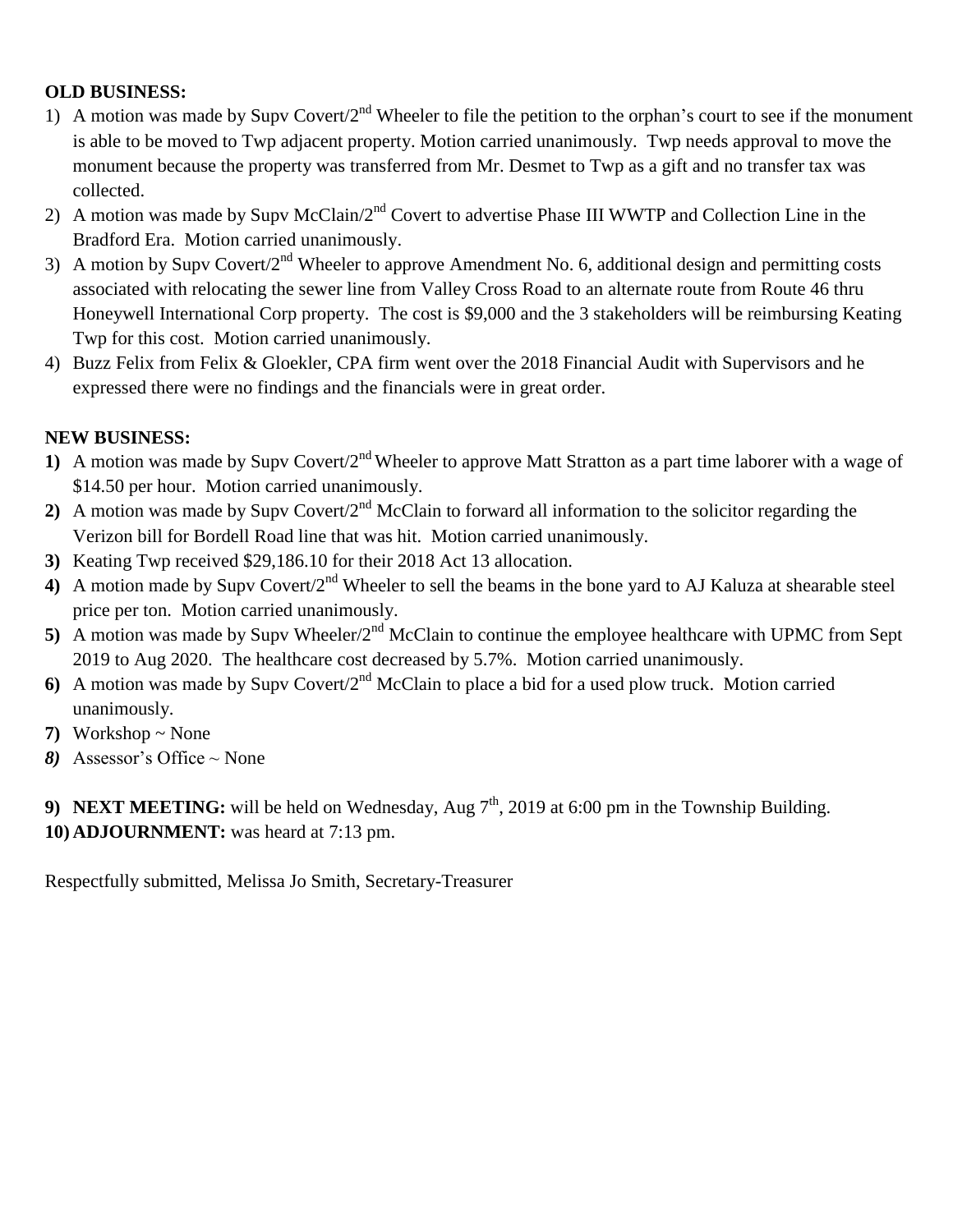**OLD BUSINESS:**

1) A motion was made by Supv Covert/2nd Wheeler to file the petition to the orphan's court to see if the monument is able to be moved to Twp adjacent property. Motion carried unanimously. Twp needs approval to move the monument because the property was transferred from Mr. Desmet to Twp as a gift and no transfer tax was collected.
2) A motion was made by Supv McClain/2nd Covert to advertise Phase III WWTP and Collection Line in the Bradford Era. Motion carried unanimously.
3) A motion by Supv Covert/2nd Wheeler to approve Amendment No. 6, additional design and permitting costs associated with relocating the sewer line from Valley Cross Road to an alternate route from Route 46 thru Honeywell International Corp property. The cost is $9,000 and the 3 stakeholders will be reimbursing Keating Twp for this cost. Motion carried unanimously.
4) Buzz Felix from Felix & Gloekler, CPA firm went over the 2018 Financial Audit with Supervisors and he expressed there were no findings and the financials were in great order.

**NEW BUSINESS:**

**1)** A motion was made by Supv Covert/2nd Wheeler to approve Matt Stratton as a part time laborer with a wage of $14.50 per hour. Motion carried unanimously.
**2)** A motion was made by Supv Covert/2nd McClain to forward all information to the solicitor regarding the Verizon bill for Bordell Road line that was hit. Motion carried unanimously.
**3)** Keating Twp received $29,186.10 for their 2018 Act 13 allocation.
**4)** A motion made by Supv Covert/2nd Wheeler to sell the beams in the bone yard to AJ Kaluza at shearable steel price per ton. Motion carried unanimously.
**5)** A motion was made by Supv Wheeler/2nd McClain to continue the employee healthcare with UPMC from Sept 2019 to Aug 2020. The healthcare cost decreased by 5.7%. Motion carried unanimously.
**6)** A motion was made by Supv Covert/2nd McClain to place a bid for a used plow truck. Motion carried unanimously.
**7)** Workshop ~ None
***8)*** Assessor's Office ~ None

**9) NEXT MEETING:** will be held on Wednesday, Aug 7th, 2019 at 6:00 pm in the Township Building.
**10) ADJOURNMENT:** was heard at 7:13 pm.

Respectfully submitted, Melissa Jo Smith, Secretary-Treasurer